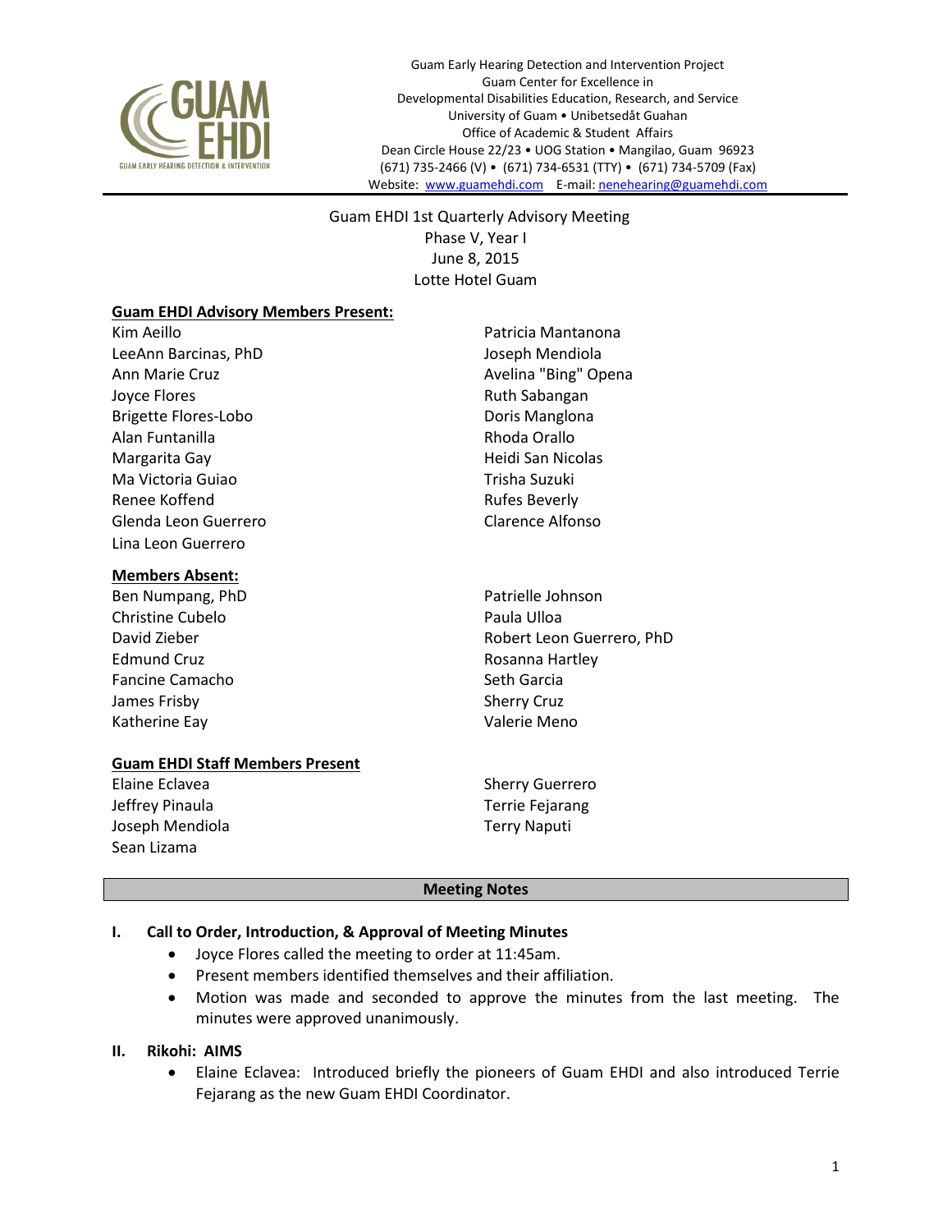Guam Early Hearing Detection and Intervention Project
Guam Center for Excellence in
Developmental Disabilities Education, Research, and Service
University of Guam • Unibetsedåt Guahan
Office of Academic & Student Affairs
Dean Circle House 22/23 • UOG Station • Mangilao, Guam 96923
(671) 735-2466 (V) • (671) 734-6531 (TTY) • (671) 734-5709 (Fax)
Website: www.guamehdi.com E-mail: nenehearing@guamehdi.com

---

Guam EHDI 1st Quarterly Advisory Meeting
Phase V, Year I
June 8, 2015
Lotte Hotel Guam

**Guam EHDI Advisory Members Present:**

Kim Aeillo
LeeAnn Barcinas, PhD
Ann Marie Cruz
Joyce Flores
Brigette Flores-Lobo
Alan Funtanilla
Margarita Gay
Ma Victoria Guiao
Renee Koffend
Glenda Leon Guerrero
Lina Leon Guerrero
Patricia Mantanona
Joseph Mendiola
Avelina "Bing" Opena
Ruth Sabangan
Doris Manglona
Rhoda Orallo
Heidi San Nicolas
Trisha Suzuki
Rufes Beverly
Clarence Alfonso

**Members Absent:**

Ben Numpang, PhD
Christine Cubelo
David Zieber
Edmund Cruz
Fancine Camacho
James Frisby
Katherine Eay
Patrielle Johnson
Paula Ulloa
Robert Leon Guerrero, PhD
Rosanna Hartley
Seth Garcia
Sherry Cruz
Valerie Meno

**Guam EHDI Staff Members Present**

Elaine Eclavea
Jeffrey Pinaula
Joseph Mendiola
Sean Lizama
Sherry Guerrero
Terrie Fejarang
Terry Naputi

## Meeting Notes

### I. Call to Order, Introduction, & Approval of Meeting Minutes

- Joyce Flores called the meeting to order at 11:45am.
- Present members identified themselves and their affiliation.
- Motion was made and seconded to approve the minutes from the last meeting. The minutes were approved unanimously.

### II. Rikohi: AIMS

- Elaine Eclavea: Introduced briefly the pioneers of Guam EHDI and also introduced Terrie Fejarang as the new Guam EHDI Coordinator.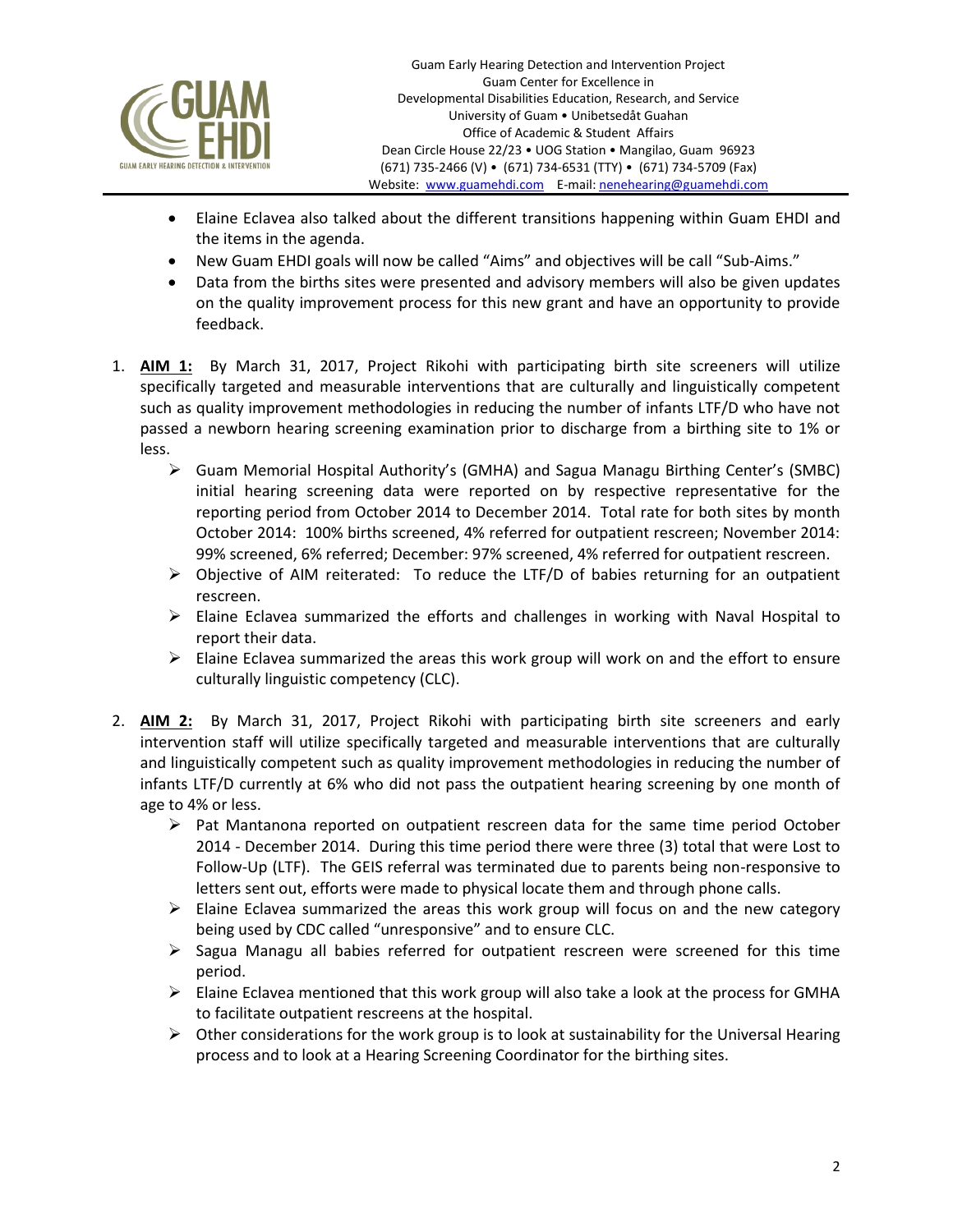- Elaine Eclavea also talked about the different transitions happening within Guam EHDI and the items in the agenda.
- New Guam EHDI goals will now be called "Aims" and objectives will be call "Sub-Aims."
- Data from the births sites were presented and advisory members will also be given updates on the quality improvement process for this new grant and have an opportunity to provide feedback.

1. **AIM 1:** By March 31, 2017, Project Rikohi with participating birth site screeners will utilize specifically targeted and measurable interventions that are culturally and linguistically competent such as quality improvement methodologies in reducing the number of infants LTF/D who have not passed a newborn hearing screening examination prior to discharge from a birthing site to 1% or less.
   - Guam Memorial Hospital Authority's (GMHA) and Sagua Managu Birthing Center's (SMBC) initial hearing screening data were reported on by respective representative for the reporting period from October 2014 to December 2014. Total rate for both sites by month October 2014: 100% births screened, 4% referred for outpatient rescreen; November 2014: 99% screened, 6% referred; December: 97% screened, 4% referred for outpatient rescreen.
   - Objective of AIM reiterated: To reduce the LTF/D of babies returning for an outpatient rescreen.
   - Elaine Eclavea summarized the efforts and challenges in working with Naval Hospital to report their data.
   - Elaine Eclavea summarized the areas this work group will work on and the effort to ensure culturally linguistic competency (CLC).

2. **AIM 2:** By March 31, 2017, Project Rikohi with participating birth site screeners and early intervention staff will utilize specifically targeted and measurable interventions that are culturally and linguistically competent such as quality improvement methodologies in reducing the number of infants LTF/D currently at 6% who did not pass the outpatient hearing screening by one month of age to 4% or less.
   - Pat Mantanona reported on outpatient rescreen data for the same time period October 2014 - December 2014. During this time period there were three (3) total that were Lost to Follow-Up (LTF). The GEIS referral was terminated due to parents being non-responsive to letters sent out, efforts were made to physical locate them and through phone calls.
   - Elaine Eclavea summarized the areas this work group will focus on and the new category being used by CDC called "unresponsive" and to ensure CLC.
   - Sagua Managu all babies referred for outpatient rescreen were screened for this time period.
   - Elaine Eclavea mentioned that this work group will also take a look at the process for GMHA to facilitate outpatient rescreens at the hospital.
   - Other considerations for the work group is to look at sustainability for the Universal Hearing process and to look at a Hearing Screening Coordinator for the birthing sites.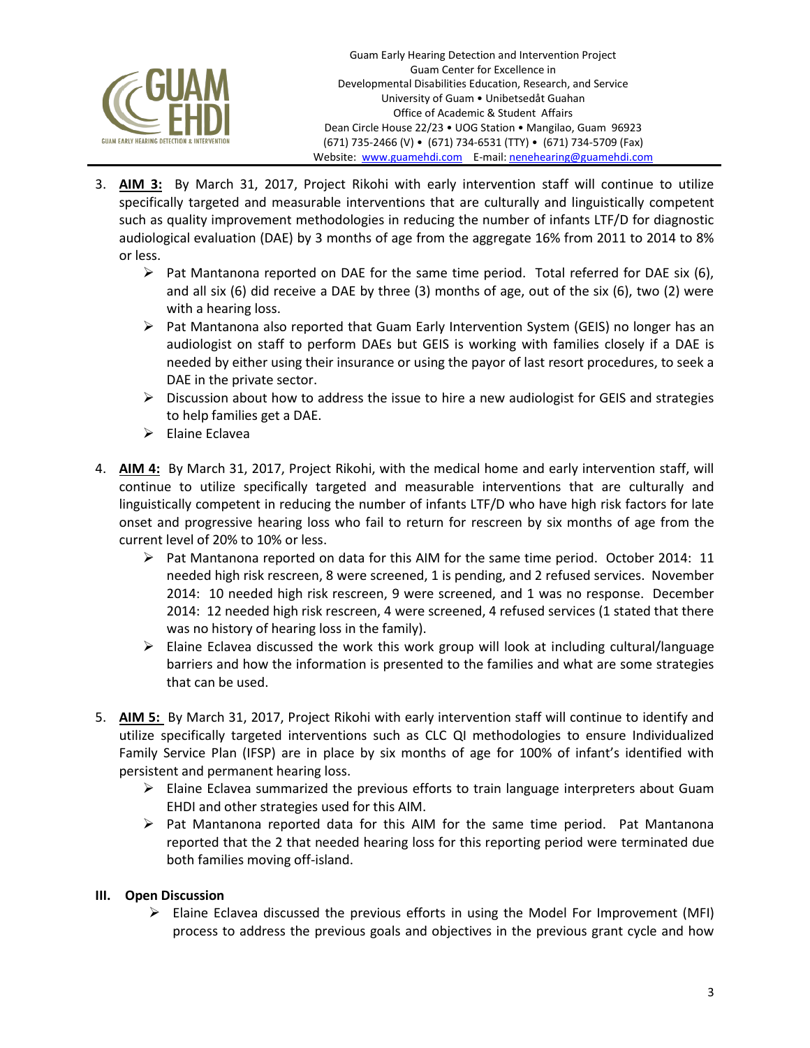3. **AIM 3:** By March 31, 2017, Project Rikohi with early intervention staff will continue to utilize specifically targeted and measurable interventions that are culturally and linguistically competent such as quality improvement methodologies in reducing the number of infants LTF/D for diagnostic audiological evaluation (DAE) by 3 months of age from the aggregate 16% from 2011 to 2014 to 8% or less.
   - Pat Mantanona reported on DAE for the same time period. Total referred for DAE six (6), and all six (6) did receive a DAE by three (3) months of age, out of the six (6), two (2) were with a hearing loss.
   - Pat Mantanona also reported that Guam Early Intervention System (GEIS) no longer has an audiologist on staff to perform DAEs but GEIS is working with families closely if a DAE is needed by either using their insurance or using the payor of last resort procedures, to seek a DAE in the private sector.
   - Discussion about how to address the issue to hire a new audiologist for GEIS and strategies to help families get a DAE.
   - Elaine Eclavea

4. **AIM 4:** By March 31, 2017, Project Rikohi, with the medical home and early intervention staff, will continue to utilize specifically targeted and measurable interventions that are culturally and linguistically competent in reducing the number of infants LTF/D who have high risk factors for late onset and progressive hearing loss who fail to return for rescreen by six months of age from the current level of 20% to 10% or less.
   - Pat Mantanona reported on data for this AIM for the same time period. October 2014: 11 needed high risk rescreen, 8 were screened, 1 is pending, and 2 refused services. November 2014: 10 needed high risk rescreen, 9 were screened, and 1 was no response. December 2014: 12 needed high risk rescreen, 4 were screened, 4 refused services (1 stated that there was no history of hearing loss in the family).
   - Elaine Eclavea discussed the work this work group will look at including cultural/language barriers and how the information is presented to the families and what are some strategies that can be used.

5. **AIM 5:** By March 31, 2017, Project Rikohi with early intervention staff will continue to identify and utilize specifically targeted interventions such as CLC QI methodologies to ensure Individualized Family Service Plan (IFSP) are in place by six months of age for 100% of infant's identified with persistent and permanent hearing loss.
   - Elaine Eclavea summarized the previous efforts to train language interpreters about Guam EHDI and other strategies used for this AIM.
   - Pat Mantanona reported data for this AIM for the same time period. Pat Mantanona reported that the 2 that needed hearing loss for this reporting period were terminated due both families moving off-island.

## III. Open Discussion

- Elaine Eclavea discussed the previous efforts in using the Model For Improvement (MFI) process to address the previous goals and objectives in the previous grant cycle and how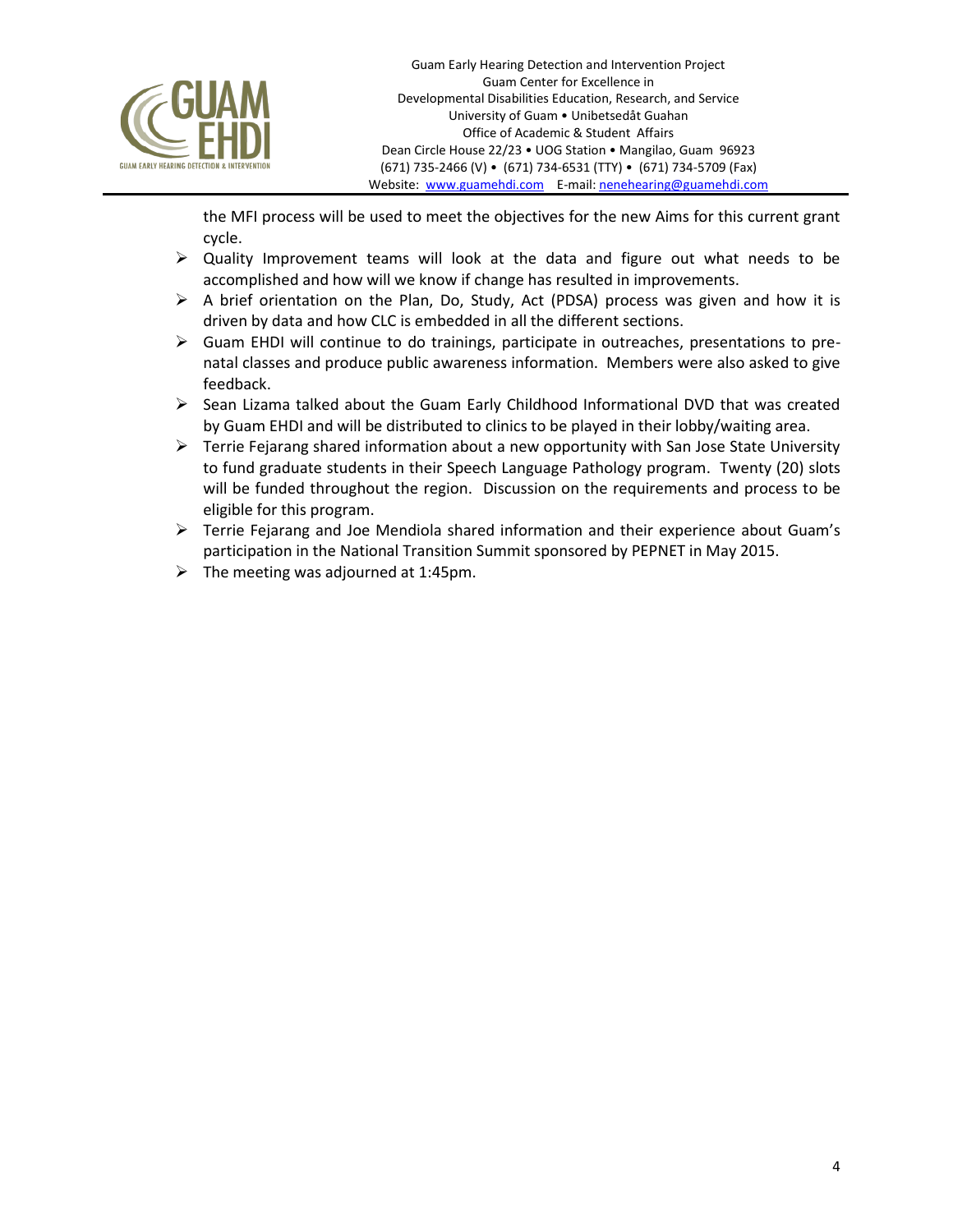the MFI process will be used to meet the objectives for the new Aims for this current grant cycle.

- Quality Improvement teams will look at the data and figure out what needs to be accomplished and how will we know if change has resulted in improvements.
- A brief orientation on the Plan, Do, Study, Act (PDSA) process was given and how it is driven by data and how CLC is embedded in all the different sections.
- Guam EHDI will continue to do trainings, participate in outreaches, presentations to pre-natal classes and produce public awareness information. Members were also asked to give feedback.
- Sean Lizama talked about the Guam Early Childhood Informational DVD that was created by Guam EHDI and will be distributed to clinics to be played in their lobby/waiting area.
- Terrie Fejarang shared information about a new opportunity with San Jose State University to fund graduate students in their Speech Language Pathology program. Twenty (20) slots will be funded throughout the region. Discussion on the requirements and process to be eligible for this program.
- Terrie Fejarang and Joe Mendiola shared information and their experience about Guam's participation in the National Transition Summit sponsored by PEPNET in May 2015.
- The meeting was adjourned at 1:45pm.